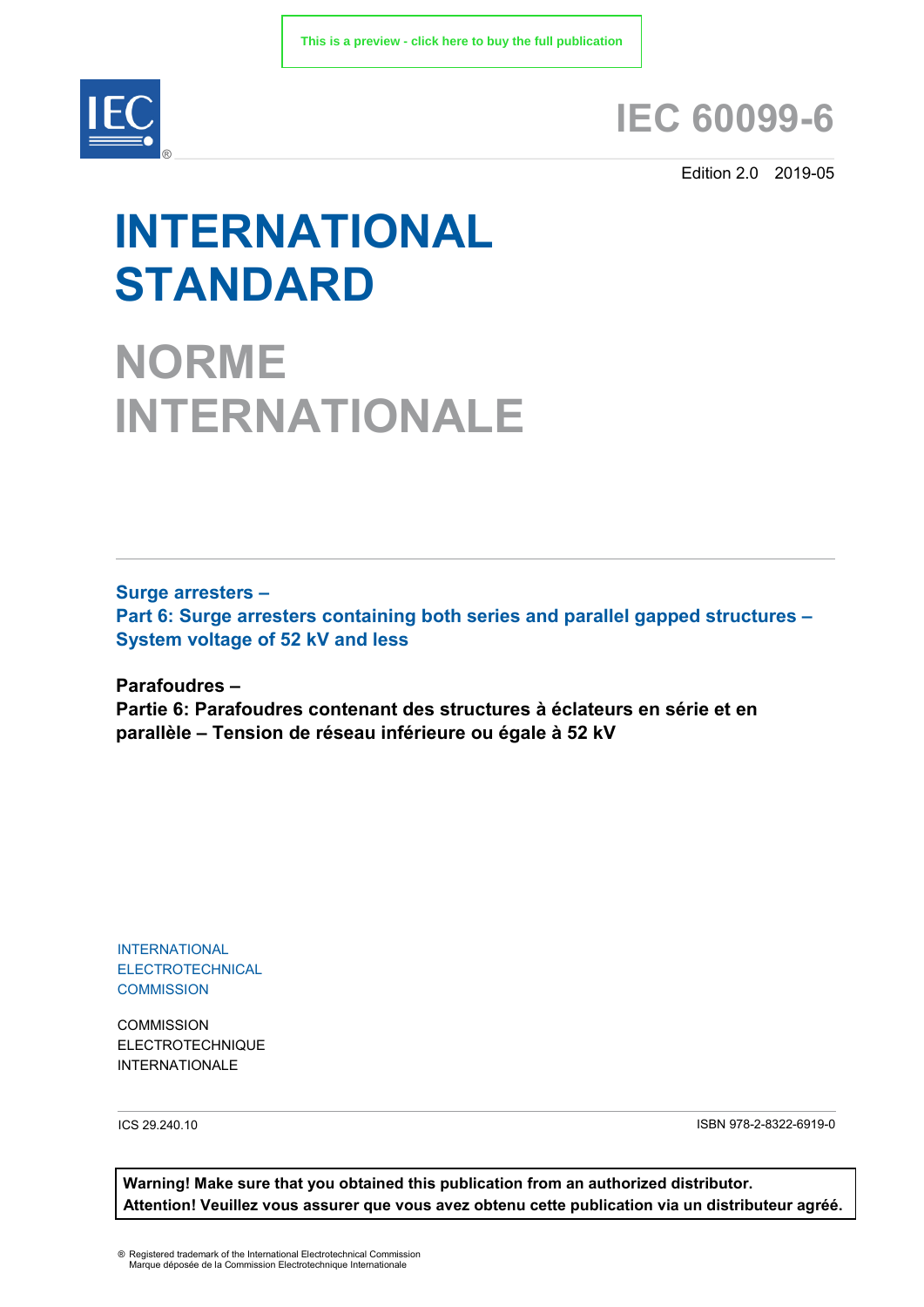This is a preview - click here to buy the full publication

# IEC 60099-6

Edition 2.0 2019-05

# INTERNATIONAL STANDARD

# NORME INTERNATIONALE

**Surge arresters –**
**Part 6: Surge arresters containing both series and parallel gapped structures – System voltage of 52 kV and less**

**Parafoudres –**
**Partie 6: Parafoudres contenant des structures à éclateurs en série et en parallèle – Tension de réseau inférieure ou égale à 52 kV**

INTERNATIONAL
ELECTROTECHNICAL
COMMISSION

COMMISSION
ELECTROTECHNIQUE
INTERNATIONALE

ICS 29.240.10

ISBN 978-2-8322-6919-0

**Warning! Make sure that you obtained this publication from an authorized distributor.**
**Attention! Veuillez vous assurer que vous avez obtenu cette publication via un distributeur agréé.**

® Registered trademark of the International Electrotechnical Commission
Marque déposée de la Commission Electrotechnique Internationale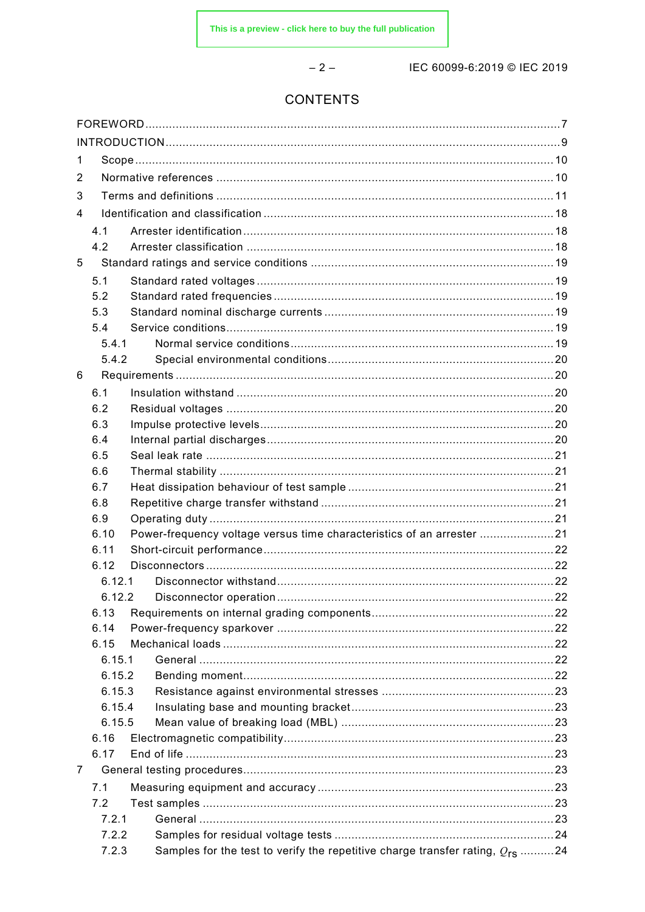# CONTENTS

FOREWORD .......... 7
INTRODUCTION .......... 9
1 Scope .......... 10
2 Normative references .......... 10
3 Terms and definitions .......... 11
4 Identification and classification .......... 18
  4.1 Arrester identification .......... 18
  4.2 Arrester classification .......... 18
5 Standard ratings and service conditions .......... 19
  5.1 Standard rated voltages .......... 19
  5.2 Standard rated frequencies .......... 19
  5.3 Standard nominal discharge currents .......... 19
  5.4 Service conditions .......... 19
    5.4.1 Normal service conditions .......... 19
    5.4.2 Special environmental conditions .......... 20
6 Requirements .......... 20
  6.1 Insulation withstand .......... 20
  6.2 Residual voltages .......... 20
  6.3 Impulse protective levels .......... 20
  6.4 Internal partial discharges .......... 20
  6.5 Seal leak rate .......... 21
  6.6 Thermal stability .......... 21
  6.7 Heat dissipation behaviour of test sample .......... 21
  6.8 Repetitive charge transfer withstand .......... 21
  6.9 Operating duty .......... 21
  6.10 Power-frequency voltage versus time characteristics of an arrester .......... 21
  6.11 Short-circuit performance .......... 22
  6.12 Disconnectors .......... 22
    6.12.1 Disconnector withstand .......... 22
    6.12.2 Disconnector operation .......... 22
  6.13 Requirements on internal grading components .......... 22
  6.14 Power-frequency sparkover .......... 22
  6.15 Mechanical loads .......... 22
    6.15.1 General .......... 22
    6.15.2 Bending moment .......... 22
    6.15.3 Resistance against environmental stresses .......... 23
    6.15.4 Insulating base and mounting bracket .......... 23
    6.15.5 Mean value of breaking load (MBL) .......... 23
  6.16 Electromagnetic compatibility .......... 23
  6.17 End of life .......... 23
7 General testing procedures .......... 23
  7.1 Measuring equipment and accuracy .......... 23
  7.2 Test samples .......... 23
    7.2.1 General .......... 23
    7.2.2 Samples for residual voltage tests .......... 24
    7.2.3 Samples for the test to verify the repetitive charge transfer rating, $Q_{rs}$ .......... 24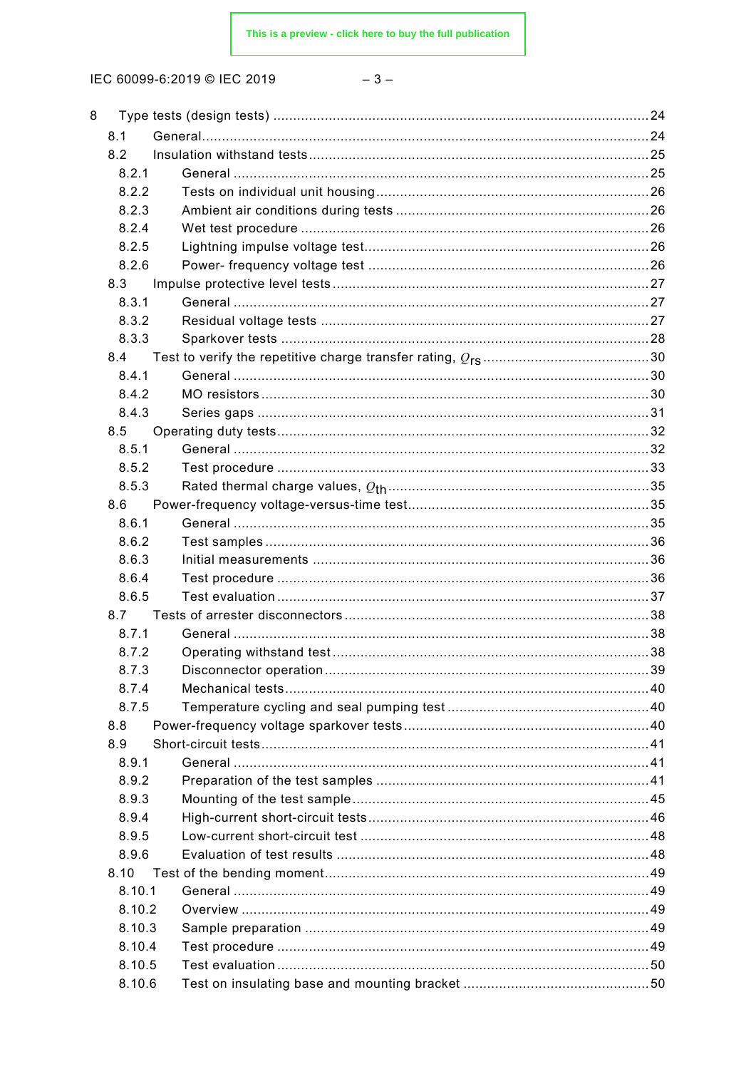8 Type tests (design tests) ... 24
- 8.1 General ... 24
- 8.2 Insulation withstand tests ... 25
  - 8.2.1 General ... 25
  - 8.2.2 Tests on individual unit housing ... 26
  - 8.2.3 Ambient air conditions during tests ... 26
  - 8.2.4 Wet test procedure ... 26
  - 8.2.5 Lightning impulse voltage test ... 26
  - 8.2.6 Power- frequency voltage test ... 26
- 8.3 Impulse protective level tests ... 27
  - 8.3.1 General ... 27
  - 8.3.2 Residual voltage tests ... 27
  - 8.3.3 Sparkover tests ... 28
- 8.4 Test to verify the repetitive charge transfer rating, $Q_{rs}$ ... 30
  - 8.4.1 General ... 30
  - 8.4.2 MO resistors ... 30
  - 8.4.3 Series gaps ... 31
- 8.5 Operating duty tests ... 32
  - 8.5.1 General ... 32
  - 8.5.2 Test procedure ... 33
  - 8.5.3 Rated thermal charge values, $Q_{th}$ ... 35
- 8.6 Power-frequency voltage-versus-time test ... 35
  - 8.6.1 General ... 35
  - 8.6.2 Test samples ... 36
  - 8.6.3 Initial measurements ... 36
  - 8.6.4 Test procedure ... 36
  - 8.6.5 Test evaluation ... 37
- 8.7 Tests of arrester disconnectors ... 38
  - 8.7.1 General ... 38
  - 8.7.2 Operating withstand test ... 38
  - 8.7.3 Disconnector operation ... 39
  - 8.7.4 Mechanical tests ... 40
  - 8.7.5 Temperature cycling and seal pumping test ... 40
- 8.8 Power-frequency voltage sparkover tests ... 40
- 8.9 Short-circuit tests ... 41
  - 8.9.1 General ... 41
  - 8.9.2 Preparation of the test samples ... 41
  - 8.9.3 Mounting of the test sample ... 45
  - 8.9.4 High-current short-circuit tests ... 46
  - 8.9.5 Low-current short-circuit test ... 48
  - 8.9.6 Evaluation of test results ... 48
- 8.10 Test of the bending moment ... 49
  - 8.10.1 General ... 49
  - 8.10.2 Overview ... 49
  - 8.10.3 Sample preparation ... 49
  - 8.10.4 Test procedure ... 49
  - 8.10.5 Test evaluation ... 50
  - 8.10.6 Test on insulating base and mounting bracket ... 50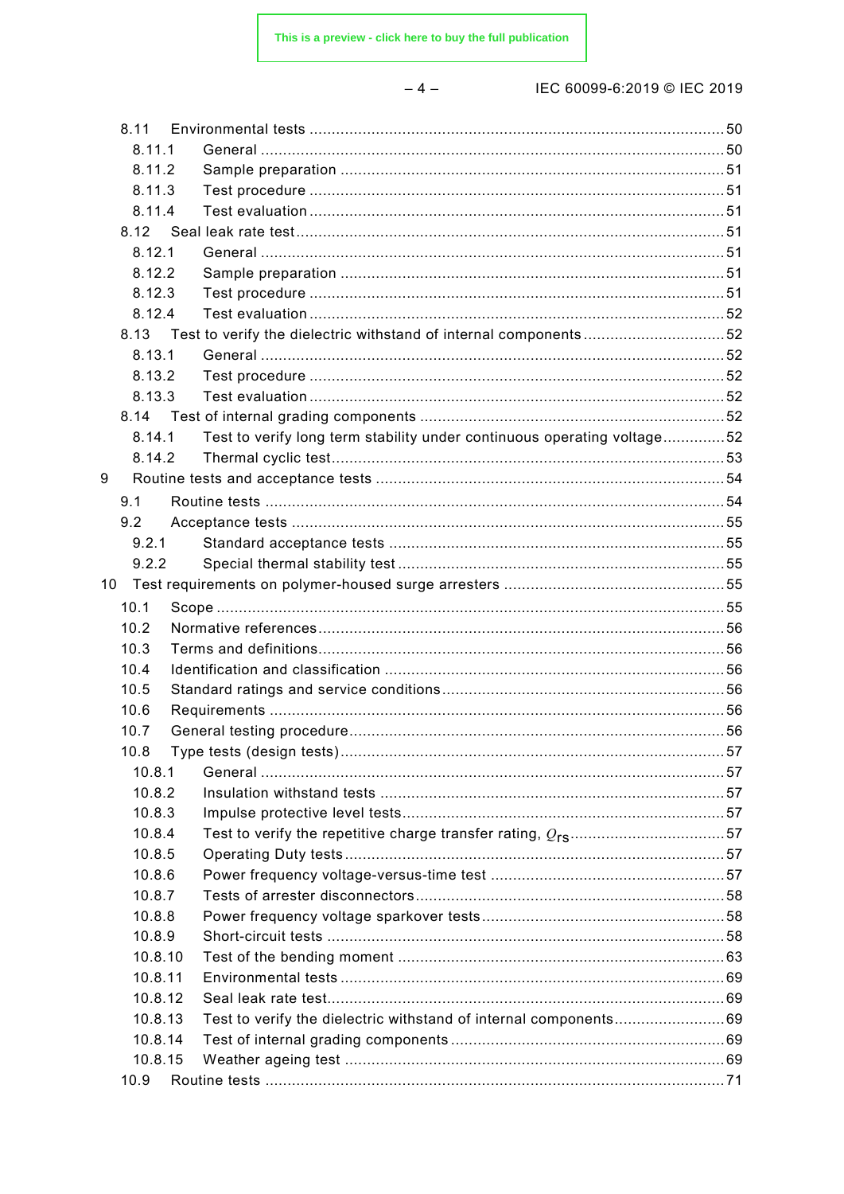8.11 Environmental tests ..... 50
 8.11.1 General ..... 50
 8.11.2 Sample preparation ..... 51
 8.11.3 Test procedure ..... 51
 8.11.4 Test evaluation ..... 51
8.12 Seal leak rate test ..... 51
 8.12.1 General ..... 51
 8.12.2 Sample preparation ..... 51
 8.12.3 Test procedure ..... 51
 8.12.4 Test evaluation ..... 52
8.13 Test to verify the dielectric withstand of internal components ..... 52
 8.13.1 General ..... 52
 8.13.2 Test procedure ..... 52
 8.13.3 Test evaluation ..... 52
8.14 Test of internal grading components ..... 52
 8.14.1 Test to verify long term stability under continuous operating voltage ..... 52
 8.14.2 Thermal cyclic test ..... 53

9 Routine tests and acceptance tests ..... 54
 9.1 Routine tests ..... 54
 9.2 Acceptance tests ..... 55
  9.2.1 Standard acceptance tests ..... 55
  9.2.2 Special thermal stability test ..... 55

10 Test requirements on polymer-housed surge arresters ..... 55
 10.1 Scope ..... 55
 10.2 Normative references ..... 56
 10.3 Terms and definitions ..... 56
 10.4 Identification and classification ..... 56
 10.5 Standard ratings and service conditions ..... 56
 10.6 Requirements ..... 56
 10.7 General testing procedure ..... 56
 10.8 Type tests (design tests) ..... 57
  10.8.1 General ..... 57
  10.8.2 Insulation withstand tests ..... 57
  10.8.3 Impulse protective level tests ..... 57
  10.8.4 Test to verify the repetitive charge transfer rating, $Q_{rs}$ ..... 57
  10.8.5 Operating Duty tests ..... 57
  10.8.6 Power frequency voltage-versus-time test ..... 57
  10.8.7 Tests of arrester disconnectors ..... 58
  10.8.8 Power frequency voltage sparkover tests ..... 58
  10.8.9 Short-circuit tests ..... 58
  10.8.10 Test of the bending moment ..... 63
  10.8.11 Environmental tests ..... 69
  10.8.12 Seal leak rate test ..... 69
  10.8.13 Test to verify the dielectric withstand of internal components ..... 69
  10.8.14 Test of internal grading components ..... 69
  10.8.15 Weather ageing test ..... 69
 10.9 Routine tests ..... 71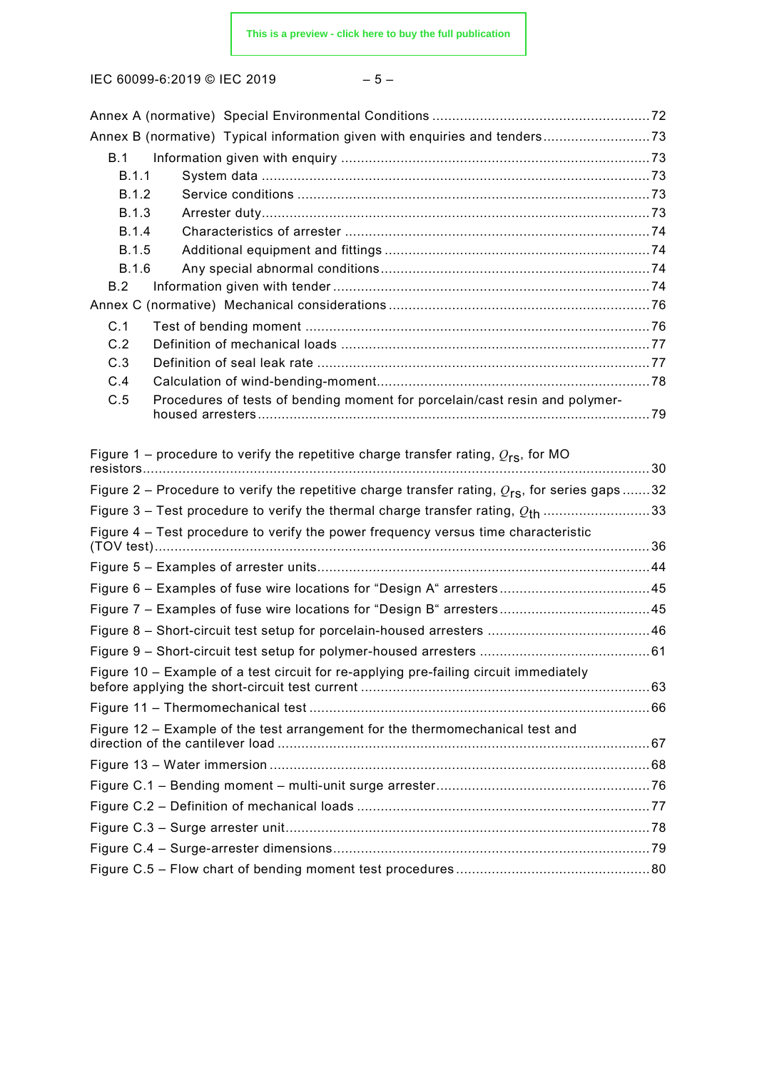Annex A (normative) Special Environmental Conditions ....................................................... 72
Annex B (normative) Typical information given with enquiries and tenders........................... 73
B.1 Information given with enquiry ............................................................................. 73
B.1.1 System data ................................................................................................. 73
B.1.2 Service conditions ........................................................................................ 73
B.1.3 Arrester duty................................................................................................. 73
B.1.4 Characteristics of arrester ............................................................................ 74
B.1.5 Additional equipment and fittings .................................................................. 74
B.1.6 Any special abnormal conditions.................................................................... 74
B.2 Information given with tender ................................................................................ 74
Annex C (normative) Mechanical considerations ................................................................. 76
C.1 Test of bending moment ....................................................................................... 76
C.2 Definition of mechanical loads .............................................................................. 77
C.3 Definition of seal leak rate .................................................................................... 77
C.4 Calculation of wind-bending-moment.................................................................... 78
C.5 Procedures of tests of bending moment for porcelain/cast resin and polymer-housed arresters ................................................................................................... 79

Figure 1 – procedure to verify the repetitive charge transfer rating, $Q_{rs}$, for MO resistors.............................................................................................................................. 30
Figure 2 – Procedure to verify the repetitive charge transfer rating, $Q_{rs}$, for series gaps ....... 32
Figure 3 – Test procedure to verify the thermal charge transfer rating, $Q_{th}$ .......................... 33
Figure 4 – Test procedure to verify the power frequency versus time characteristic (TOV test)............................................................................................................................ 36
Figure 5 – Examples of arrester units................................................................................... 44
Figure 6 – Examples of fuse wire locations for "Design A" arresters...................................... 45
Figure 7 – Examples of fuse wire locations for "Design B" arresters...................................... 45
Figure 8 – Short-circuit test setup for porcelain-housed arresters ......................................... 46
Figure 9 – Short-circuit test setup for polymer-housed arresters ........................................... 61
Figure 10 – Example of a test circuit for re-applying pre-failing circuit immediately before applying the short-circuit test current ......................................................................... 63
Figure 11 – Thermomechanical test ..................................................................................... 66
Figure 12 – Example of the test arrangement for the thermomechanical test and direction of the cantilever load ............................................................................................. 67
Figure 13 – Water immersion ............................................................................................... 68
Figure C.1 – Bending moment – multi-unit surge arrester..................................................... 76
Figure C.2 – Definition of mechanical loads ......................................................................... 77
Figure C.3 – Surge arrester unit........................................................................................... 78
Figure C.4 – Surge-arrester dimensions................................................................................ 79
Figure C.5 – Flow chart of bending moment test procedures ................................................ 80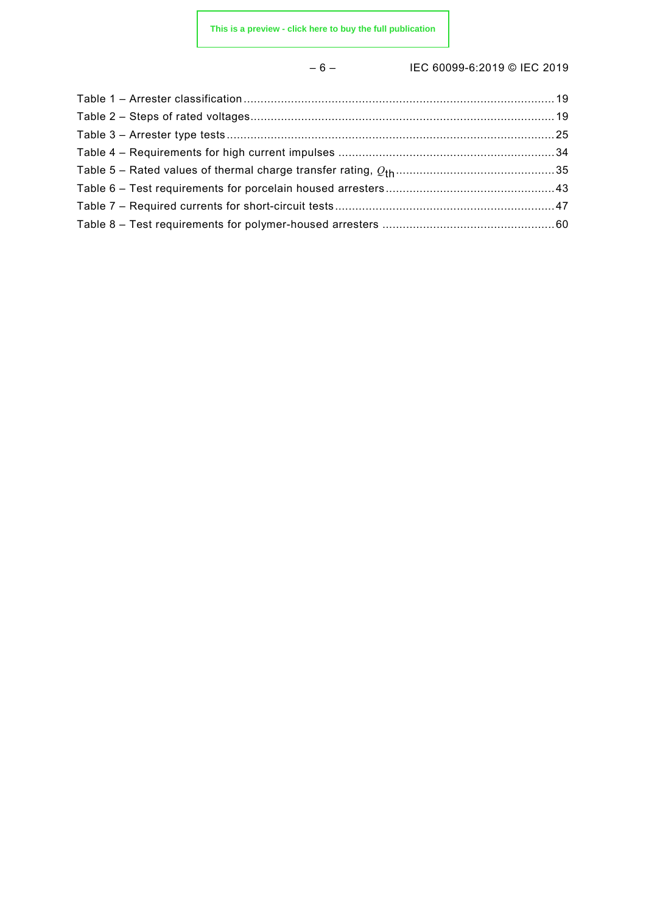Table 1 – Arrester classification ........................................................................................ 19
Table 2 – Steps of rated voltages ........................................................................................ 19
Table 3 – Arrester type tests ................................................................................................ 25
Table 4 – Requirements for high current impulses ............................................................... 34
Table 5 – Rated values of thermal charge transfer rating, $Q_{th}$ ............................................... 35
Table 6 – Test requirements for porcelain housed arresters .................................................. 43
Table 7 – Required currents for short-circuit tests ................................................................. 47
Table 8 – Test requirements for polymer-housed arresters ................................................... 60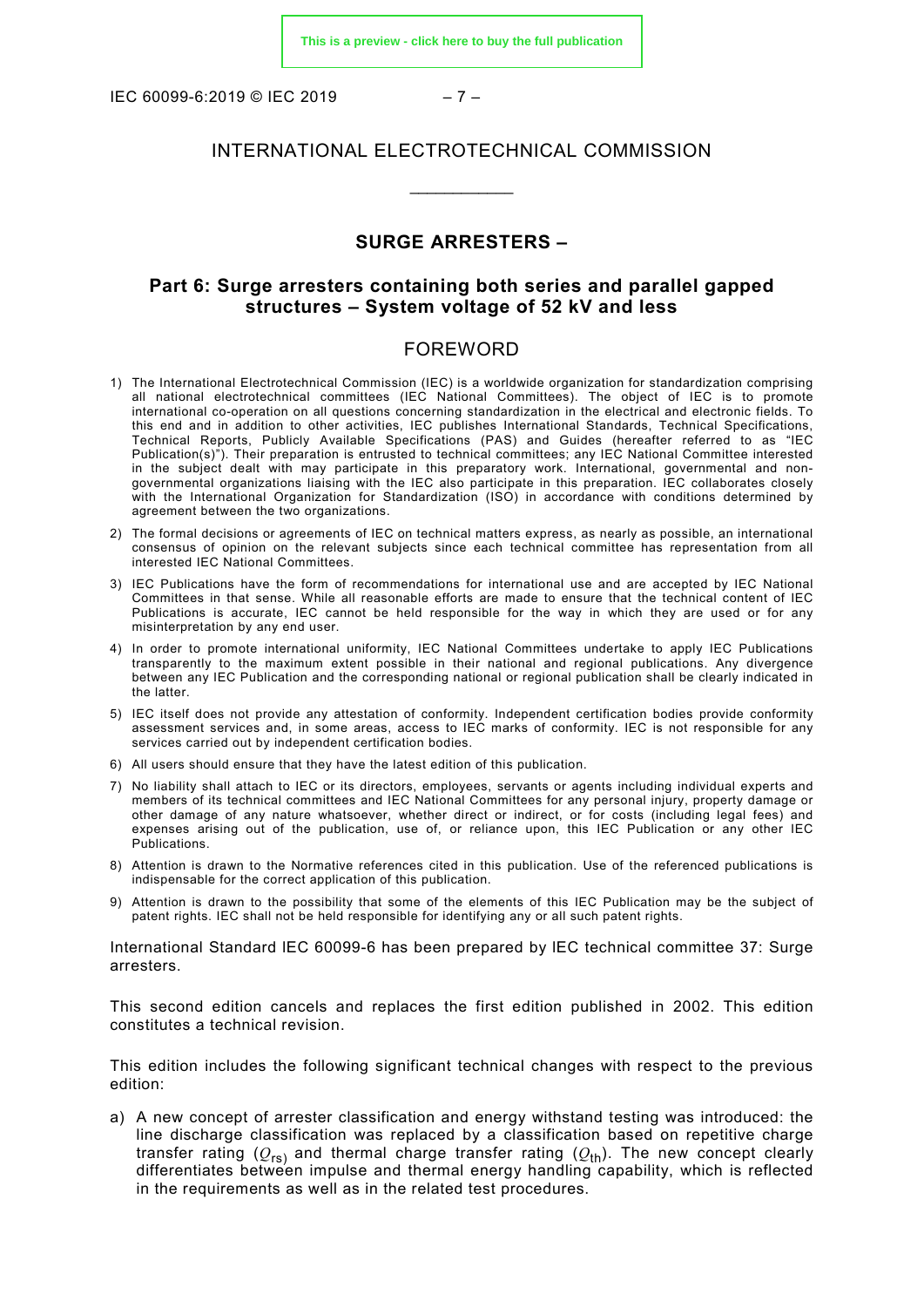# INTERNATIONAL ELECTROTECHNICAL COMMISSION

\_\_\_\_\_\_\_\_\_\_\_\_

## SURGE ARRESTERS –

## Part 6: Surge arresters containing both series and parallel gapped structures – System voltage of 52 kV and less

## FOREWORD

1) The International Electrotechnical Commission (IEC) is a worldwide organization for standardization comprising all national electrotechnical committees (IEC National Committees). The object of IEC is to promote international co-operation on all questions concerning standardization in the electrical and electronic fields. To this end and in addition to other activities, IEC publishes International Standards, Technical Specifications, Technical Reports, Publicly Available Specifications (PAS) and Guides (hereafter referred to as "IEC Publication(s)"). Their preparation is entrusted to technical committees; any IEC National Committee interested in the subject dealt with may participate in this preparatory work. International, governmental and non-governmental organizations liaising with the IEC also participate in this preparation. IEC collaborates closely with the International Organization for Standardization (ISO) in accordance with conditions determined by agreement between the two organizations.
2) The formal decisions or agreements of IEC on technical matters express, as nearly as possible, an international consensus of opinion on the relevant subjects since each technical committee has representation from all interested IEC National Committees.
3) IEC Publications have the form of recommendations for international use and are accepted by IEC National Committees in that sense. While all reasonable efforts are made to ensure that the technical content of IEC Publications is accurate, IEC cannot be held responsible for the way in which they are used or for any misinterpretation by any end user.
4) In order to promote international uniformity, IEC National Committees undertake to apply IEC Publications transparently to the maximum extent possible in their national and regional publications. Any divergence between any IEC Publication and the corresponding national or regional publication shall be clearly indicated in the latter.
5) IEC itself does not provide any attestation of conformity. Independent certification bodies provide conformity assessment services and, in some areas, access to IEC marks of conformity. IEC is not responsible for any services carried out by independent certification bodies.
6) All users should ensure that they have the latest edition of this publication.
7) No liability shall attach to IEC or its directors, employees, servants or agents including individual experts and members of its technical committees and IEC National Committees for any personal injury, property damage or other damage of any nature whatsoever, whether direct or indirect, or for costs (including legal fees) and expenses arising out of the publication, use of, or reliance upon, this IEC Publication or any other IEC Publications.
8) Attention is drawn to the Normative references cited in this publication. Use of the referenced publications is indispensable for the correct application of this publication.
9) Attention is drawn to the possibility that some of the elements of this IEC Publication may be the subject of patent rights. IEC shall not be held responsible for identifying any or all such patent rights.

International Standard IEC 60099-6 has been prepared by IEC technical committee 37: Surge arresters.

This second edition cancels and replaces the first edition published in 2002. This edition constitutes a technical revision.

This edition includes the following significant technical changes with respect to the previous edition:

a) A new concept of arrester classification and energy withstand testing was introduced: the line discharge classification was replaced by a classification based on repetitive charge transfer rating ($Q_{rs}$) and thermal charge transfer rating ($Q_{th}$). The new concept clearly differentiates between impulse and thermal energy handling capability, which is reflected in the requirements as well as in the related test procedures.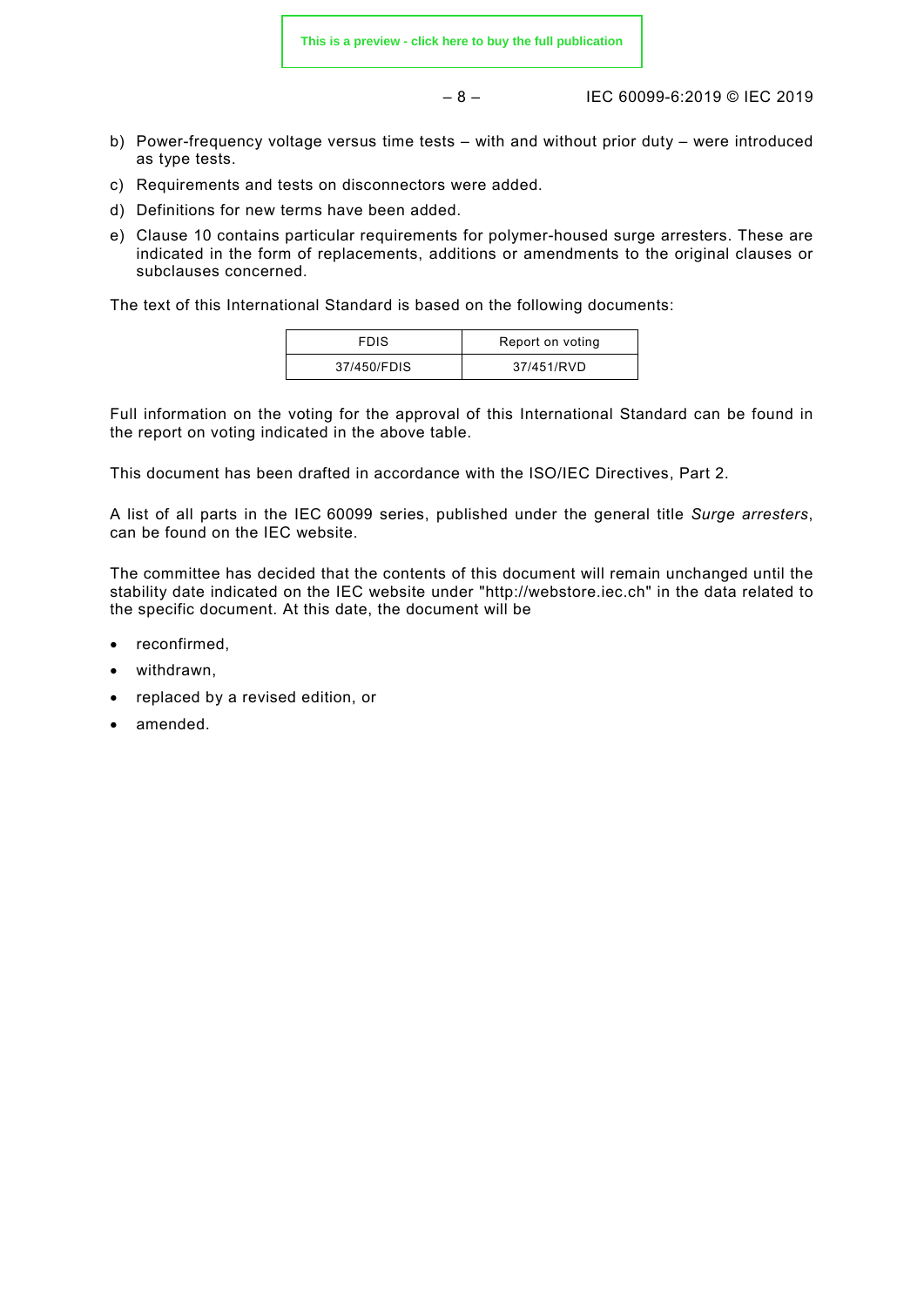b) Power-frequency voltage versus time tests – with and without prior duty – were introduced as type tests.

c) Requirements and tests on disconnectors were added.

d) Definitions for new terms have been added.

e) Clause 10 contains particular requirements for polymer-housed surge arresters. These are indicated in the form of replacements, additions or amendments to the original clauses or subclauses concerned.

The text of this International Standard is based on the following documents:

| FDIS | Report on voting |
|---|---|
| 37/450/FDIS | 37/451/RVD |

Full information on the voting for the approval of this International Standard can be found in the report on voting indicated in the above table.

This document has been drafted in accordance with the ISO/IEC Directives, Part 2.

A list of all parts in the IEC 60099 series, published under the general title *Surge arresters*, can be found on the IEC website.

The committee has decided that the contents of this document will remain unchanged until the stability date indicated on the IEC website under "http://webstore.iec.ch" in the data related to the specific document. At this date, the document will be

- reconfirmed,
- withdrawn,
- replaced by a revised edition, or
- amended.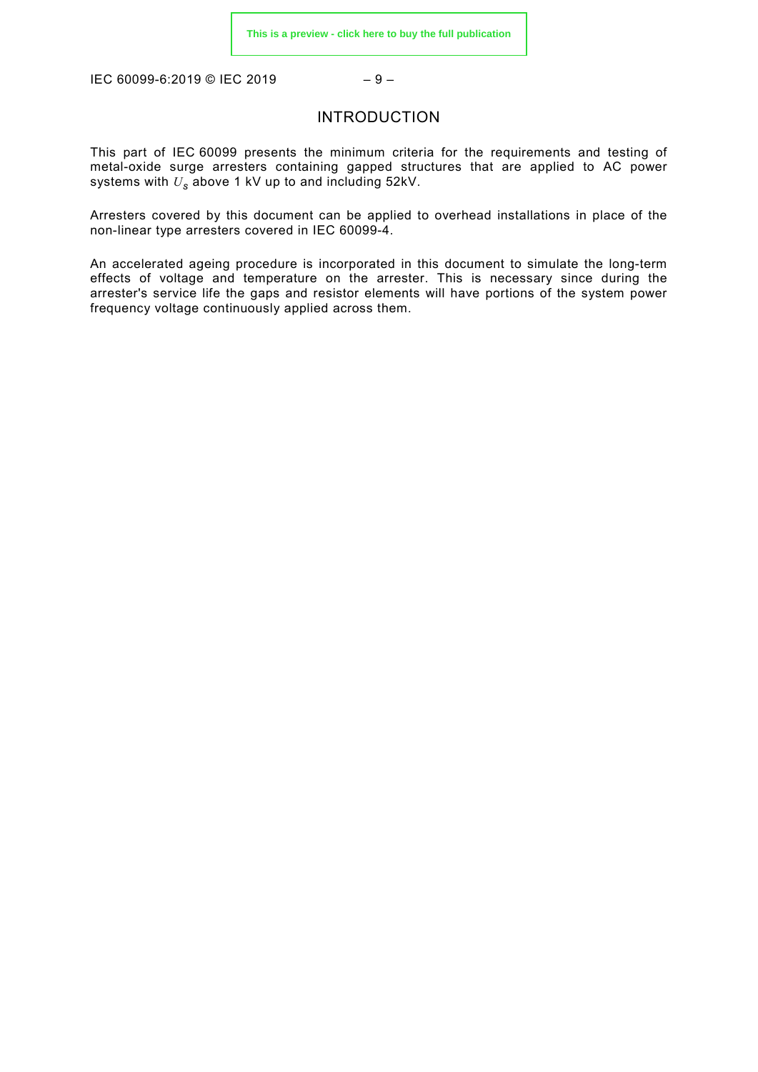# INTRODUCTION

This part of IEC 60099 presents the minimum criteria for the requirements and testing of metal-oxide surge arresters containing gapped structures that are applied to AC power systems with $U_s$ above 1 kV up to and including 52kV.

Arresters covered by this document can be applied to overhead installations in place of the non-linear type arresters covered in IEC 60099-4.

An accelerated ageing procedure is incorporated in this document to simulate the long-term effects of voltage and temperature on the arrester. This is necessary since during the arrester's service life the gaps and resistor elements will have portions of the system power frequency voltage continuously applied across them.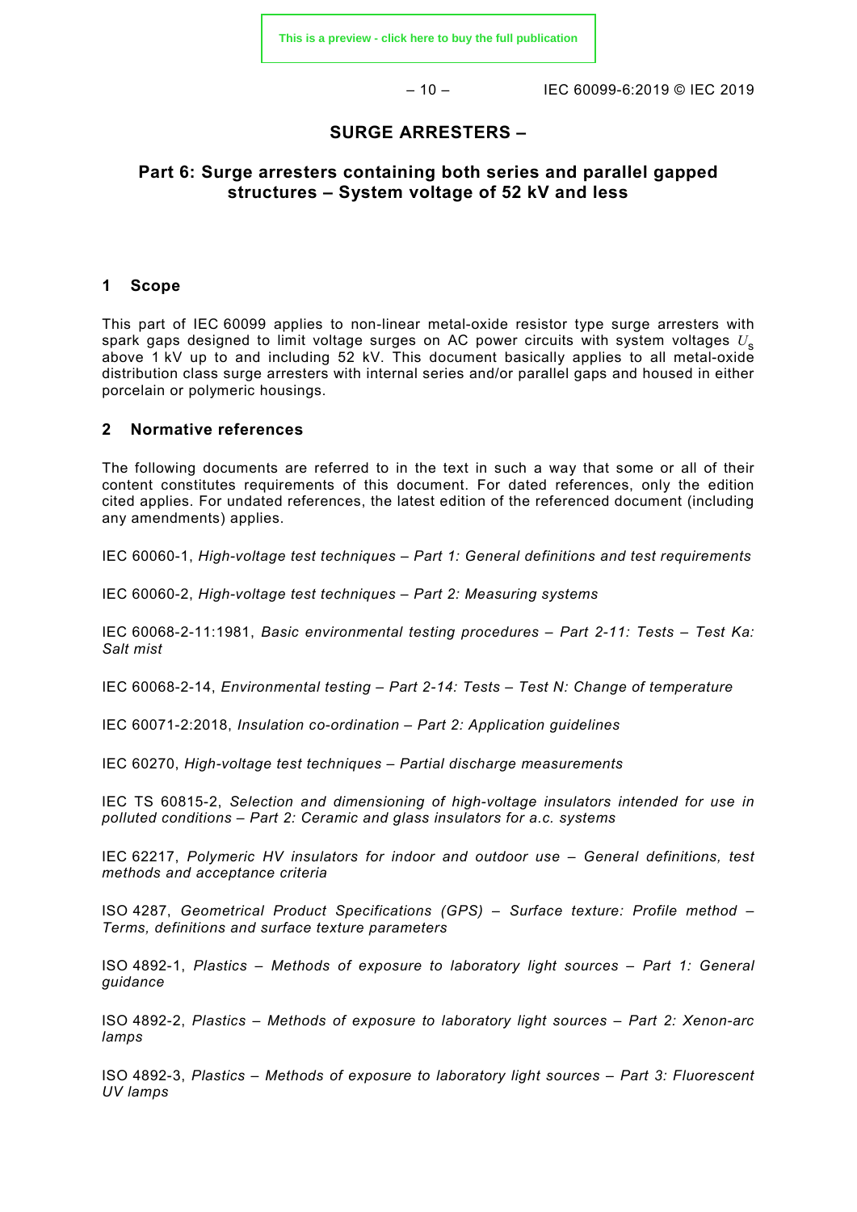# SURGE ARRESTERS –

## Part 6: Surge arresters containing both series and parallel gapped structures – System voltage of 52 kV and less

## 1 Scope

This part of IEC 60099 applies to non-linear metal-oxide resistor type surge arresters with spark gaps designed to limit voltage surges on AC power circuits with system voltages $U_s$ above 1 kV up to and including 52 kV. This document basically applies to all metal-oxide distribution class surge arresters with internal series and/or parallel gaps and housed in either porcelain or polymeric housings.

## 2 Normative references

The following documents are referred to in the text in such a way that some or all of their content constitutes requirements of this document. For dated references, only the edition cited applies. For undated references, the latest edition of the referenced document (including any amendments) applies.

IEC 60060-1, *High-voltage test techniques – Part 1: General definitions and test requirements*

IEC 60060-2, *High-voltage test techniques – Part 2: Measuring systems*

IEC 60068-2-11:1981, *Basic environmental testing procedures – Part 2-11: Tests – Test Ka: Salt mist*

IEC 60068-2-14, *Environmental testing – Part 2-14: Tests – Test N: Change of temperature*

IEC 60071-2:2018, *Insulation co-ordination – Part 2: Application guidelines*

IEC 60270, *High-voltage test techniques – Partial discharge measurements*

IEC TS 60815-2, *Selection and dimensioning of high-voltage insulators intended for use in polluted conditions – Part 2: Ceramic and glass insulators for a.c. systems*

IEC 62217, *Polymeric HV insulators for indoor and outdoor use – General definitions, test methods and acceptance criteria*

ISO 4287, *Geometrical Product Specifications (GPS) – Surface texture: Profile method – Terms, definitions and surface texture parameters*

ISO 4892-1, *Plastics – Methods of exposure to laboratory light sources – Part 1: General guidance*

ISO 4892-2, *Plastics – Methods of exposure to laboratory light sources – Part 2: Xenon-arc lamps*

ISO 4892-3, *Plastics – Methods of exposure to laboratory light sources – Part 3: Fluorescent UV lamps*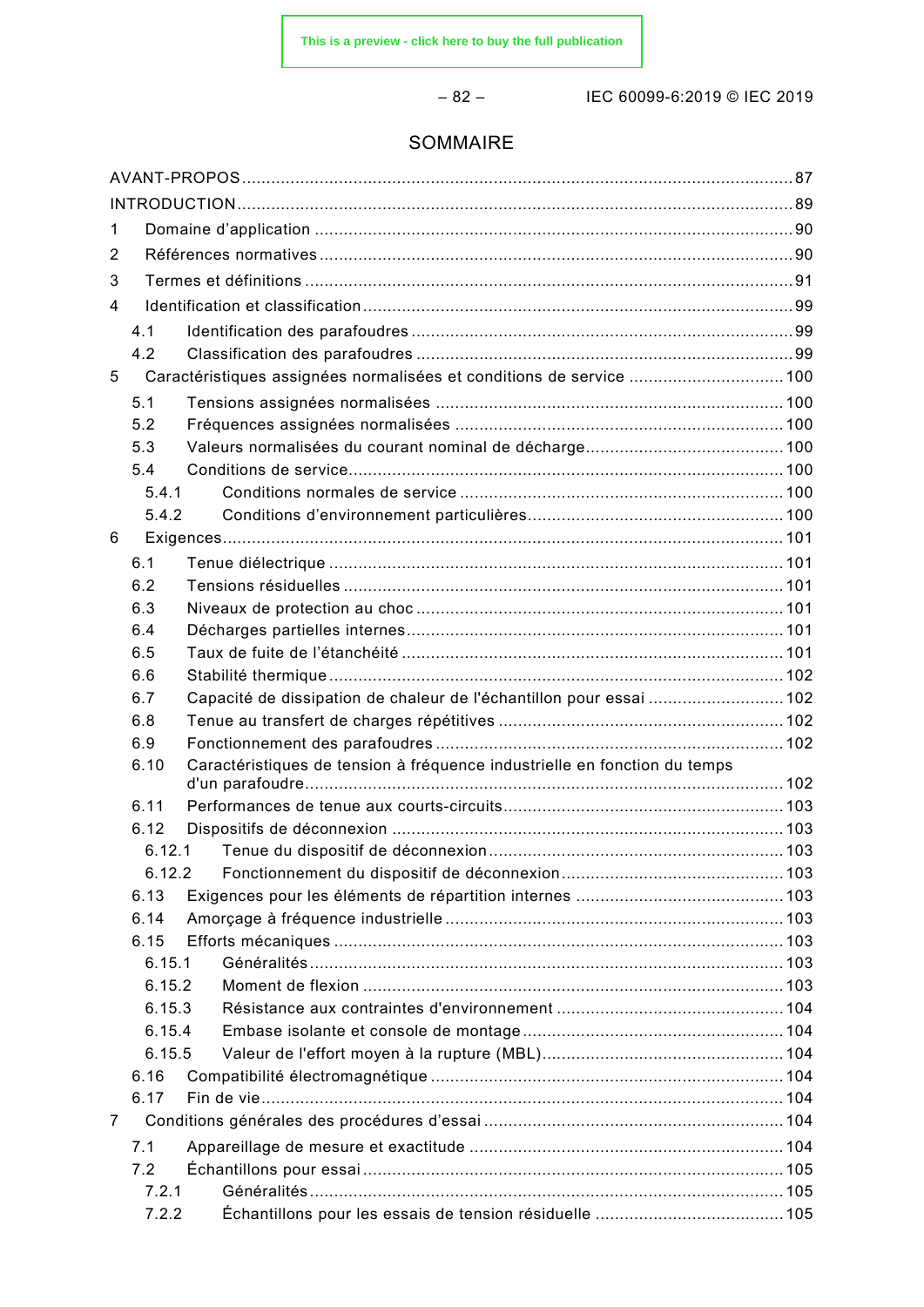# SOMMAIRE

AVANT-PROPOS .......... 87
INTRODUCTION .......... 89
1 Domaine d'application .......... 90
2 Références normatives .......... 90
3 Termes et définitions .......... 91
4 Identification et classification .......... 99
 4.1 Identification des parafoudres .......... 99
 4.2 Classification des parafoudres .......... 99
5 Caractéristiques assignées normalisées et conditions de service .......... 100
 5.1 Tensions assignées normalisées .......... 100
 5.2 Fréquences assignées normalisées .......... 100
 5.3 Valeurs normalisées du courant nominal de décharge .......... 100
 5.4 Conditions de service .......... 100
  5.4.1 Conditions normales de service .......... 100
  5.4.2 Conditions d'environnement particulières .......... 100
6 Exigences .......... 101
 6.1 Tenue diélectrique .......... 101
 6.2 Tensions résiduelles .......... 101
 6.3 Niveaux de protection au choc .......... 101
 6.4 Décharges partielles internes .......... 101
 6.5 Taux de fuite de l'étanchéité .......... 101
 6.6 Stabilité thermique .......... 102
 6.7 Capacité de dissipation de chaleur de l'échantillon pour essai .......... 102
 6.8 Tenue au transfert de charges répétitives .......... 102
 6.9 Fonctionnement des parafoudres .......... 102
 6.10 Caractéristiques de tension à fréquence industrielle en fonction du temps d'un parafoudre .......... 102
 6.11 Performances de tenue aux courts-circuits .......... 103
 6.12 Dispositifs de déconnexion .......... 103
  6.12.1 Tenue du dispositif de déconnexion .......... 103
  6.12.2 Fonctionnement du dispositif de déconnexion .......... 103
 6.13 Exigences pour les éléments de répartition internes .......... 103
 6.14 Amorçage à fréquence industrielle .......... 103
 6.15 Efforts mécaniques .......... 103
  6.15.1 Généralités .......... 103
  6.15.2 Moment de flexion .......... 103
  6.15.3 Résistance aux contraintes d'environnement .......... 104
  6.15.4 Embase isolante et console de montage .......... 104
  6.15.5 Valeur de l'effort moyen à la rupture (MBL) .......... 104
 6.16 Compatibilité électromagnétique .......... 104
 6.17 Fin de vie .......... 104
7 Conditions générales des procédures d'essai .......... 104
 7.1 Appareillage de mesure et exactitude .......... 104
 7.2 Échantillons pour essai .......... 105
  7.2.1 Généralités .......... 105
  7.2.2 Échantillons pour les essais de tension résiduelle .......... 105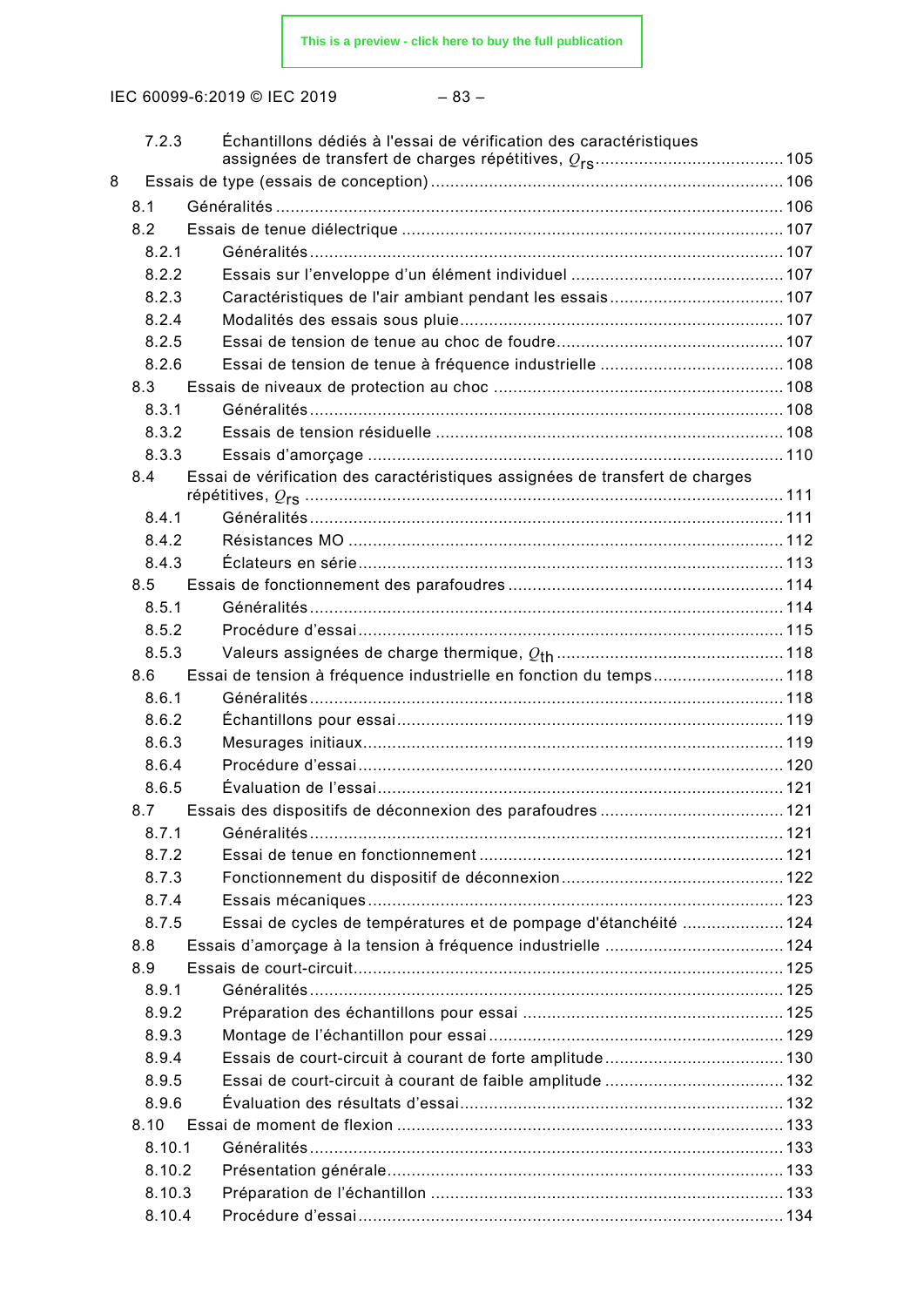7.2.3 Échantillons dédiés à l'essai de vérification des caractéristiques assignées de transfert de charges répétitives, $Q_{rs}$ ....................................... 105

8 Essais de type (essais de conception) ........................................................................ 106

8.1 Généralités ......................................................................................................... 106

8.2 Essais de tenue diélectrique ................................................................................ 107

8.2.1 Généralités ................................................................................................... 107

8.2.2 Essais sur l'enveloppe d'un élément individuel ............................................ 107

8.2.3 Caractéristiques de l'air ambiant pendant les essais .................................... 107

8.2.4 Modalités des essais sous pluie ................................................................... 107

8.2.5 Essai de tension de tenue au choc de foudre ............................................... 107

8.2.6 Essai de tension de tenue à fréquence industrielle ...................................... 108

8.3 Essais de niveaux de protection au choc ........................................................... 108

8.3.1 Généralités ................................................................................................... 108

8.3.2 Essais de tension résiduelle ........................................................................ 108

8.3.3 Essais d'amorçage ...................................................................................... 110

8.4 Essai de vérification des caractéristiques assignées de transfert de charges répétitives, $Q_{rs}$ ...................................................................................................... 111

8.4.1 Généralités ................................................................................................... 111

8.4.2 Résistances MO .......................................................................................... 112

8.4.3 Éclateurs en série ........................................................................................ 113

8.5 Essais de fonctionnement des parafoudres ......................................................... 114

8.5.1 Généralités ................................................................................................... 114

8.5.2 Procédure d'essai ........................................................................................ 115

8.5.3 Valeurs assignées de charge thermique, $Q_{th}$ ............................................. 118

8.6 Essai de tension à fréquence industrielle en fonction du temps ........................... 118

8.6.1 Généralités ................................................................................................... 118

8.6.2 Échantillons pour essai ................................................................................ 119

8.6.3 Mesurages initiaux ....................................................................................... 119

8.6.4 Procédure d'essai ........................................................................................ 120

8.6.5 Évaluation de l'essai .................................................................................... 121

8.7 Essais des dispositifs de déconnexion des parafoudres ...................................... 121

8.7.1 Généralités ................................................................................................... 121

8.7.2 Essai de tenue en fonctionnement ............................................................... 121

8.7.3 Fonctionnement du dispositif de déconnexion .............................................. 122

8.7.4 Essais mécaniques ...................................................................................... 123

8.7.5 Essai de cycles de températures et de pompage d'étanchéité ..................... 124

8.8 Essais d'amorçage à la tension à fréquence industrielle ..................................... 124

8.9 Essais de court-circuit ......................................................................................... 125

8.9.1 Généralités ................................................................................................... 125

8.9.2 Préparation des échantillons pour essai ...................................................... 125

8.9.3 Montage de l'échantillon pour essai ............................................................. 129

8.9.4 Essais de court-circuit à courant de forte amplitude ..................................... 130

8.9.5 Essai de court-circuit à courant de faible amplitude ..................................... 132

8.9.6 Évaluation des résultats d'essai ................................................................... 132

8.10 Essai de moment de flexion ................................................................................ 133

8.10.1 Généralités ................................................................................................... 133

8.10.2 Présentation générale .................................................................................. 133

8.10.3 Préparation de l'échantillon ......................................................................... 133

8.10.4 Procédure d'essai ........................................................................................ 134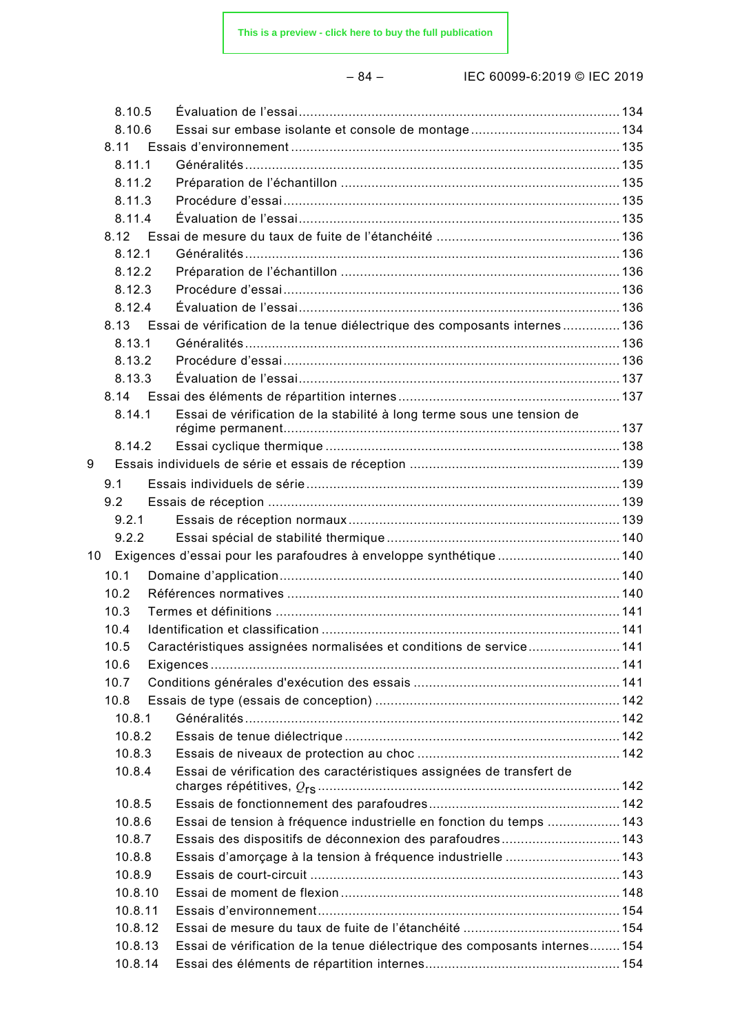8.10.5 Évaluation de l'essai .......... 134
8.10.6 Essai sur embase isolante et console de montage .......... 134
8.11 Essais d'environnement .......... 135
8.11.1 Généralités .......... 135
8.11.2 Préparation de l'échantillon .......... 135
8.11.3 Procédure d'essai .......... 135
8.11.4 Évaluation de l'essai .......... 135
8.12 Essai de mesure du taux de fuite de l'étanchéité .......... 136
8.12.1 Généralités .......... 136
8.12.2 Préparation de l'échantillon .......... 136
8.12.3 Procédure d'essai .......... 136
8.12.4 Évaluation de l'essai .......... 136
8.13 Essai de vérification de la tenue diélectrique des composants internes .......... 136
8.13.1 Généralités .......... 136
8.13.2 Procédure d'essai .......... 136
8.13.3 Évaluation de l'essai .......... 137
8.14 Essai des éléments de répartition internes .......... 137
8.14.1 Essai de vérification de la stabilité à long terme sous une tension de régime permanent .......... 137
8.14.2 Essai cyclique thermique .......... 138
9 Essais individuels de série et essais de réception .......... 139
9.1 Essais individuels de série .......... 139
9.2 Essais de réception .......... 139
9.2.1 Essais de réception normaux .......... 139
9.2.2 Essai spécial de stabilité thermique .......... 140
10 Exigences d'essai pour les parafoudres à enveloppe synthétique .......... 140
10.1 Domaine d'application .......... 140
10.2 Références normatives .......... 140
10.3 Termes et définitions .......... 141
10.4 Identification et classification .......... 141
10.5 Caractéristiques assignées normalisées et conditions de service .......... 141
10.6 Exigences .......... 141
10.7 Conditions générales d'exécution des essais .......... 141
10.8 Essais de type (essais de conception) .......... 142
10.8.1 Généralités .......... 142
10.8.2 Essais de tenue diélectrique .......... 142
10.8.3 Essais de niveaux de protection au choc .......... 142
10.8.4 Essai de vérification des caractéristiques assignées de transfert de charges répétitives, $Q_{rs}$ .......... 142
10.8.5 Essais de fonctionnement des parafoudres .......... 142
10.8.6 Essai de tension à fréquence industrielle en fonction du temps .......... 143
10.8.7 Essais des dispositifs de déconnexion des parafoudres .......... 143
10.8.8 Essais d'amorçage à la tension à fréquence industrielle .......... 143
10.8.9 Essais de court-circuit .......... 143
10.8.10 Essai de moment de flexion .......... 148
10.8.11 Essais d'environnement .......... 154
10.8.12 Essai de mesure du taux de fuite de l'étanchéité .......... 154
10.8.13 Essai de vérification de la tenue diélectrique des composants internes .......... 154
10.8.14 Essai des éléments de répartition internes .......... 154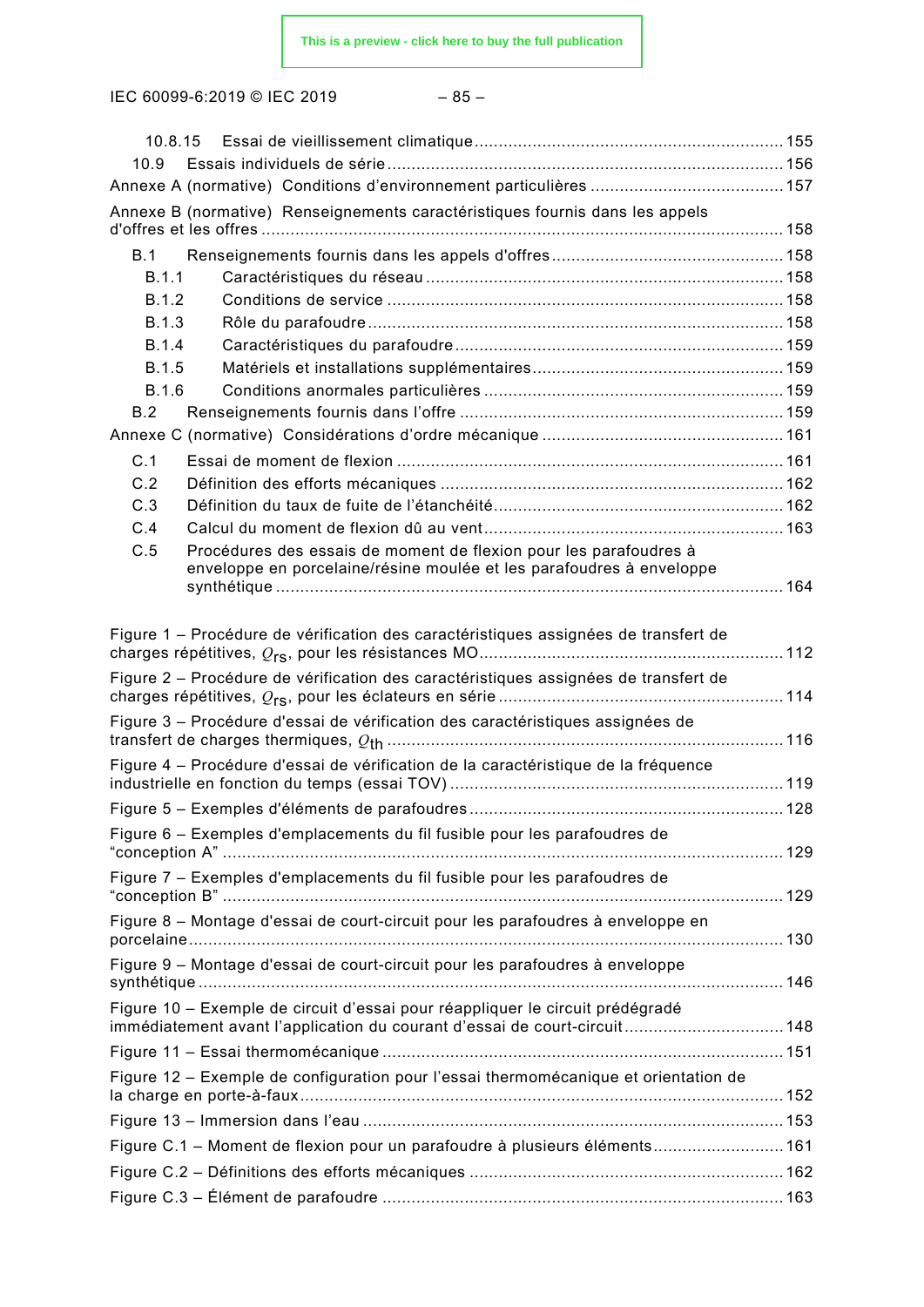10.8.15 Essai de vieillissement climatique ............................................................... 155

10.9 Essais individuels de série ................................................................................ 156

Annexe A (normative) Conditions d'environnement particulières ........................................ 157

Annexe B (normative) Renseignements caractéristiques fournis dans les appels d'offres et les offres ........................................................................................................................ 158

B.1 Renseignements fournis dans les appels d'offres ................................................ 158

B.1.1 Caractéristiques du réseau ......................................................................... 158

B.1.2 Conditions de service ................................................................................ 158

B.1.3 Rôle du parafoudre .................................................................................... 158

B.1.4 Caractéristiques du parafoudre ................................................................... 159

B.1.5 Matériels et installations supplémentaires ................................................... 159

B.1.6 Conditions anormales particulières ............................................................. 159

B.2 Renseignements fournis dans l'offre ................................................................... 159

Annexe C (normative) Considérations d'ordre mécanique .................................................. 161

C.1 Essai de moment de flexion ............................................................................... 161

C.2 Définition des efforts mécaniques ...................................................................... 162

C.3 Définition du taux de fuite de l'étanchéité ........................................................... 162

C.4 Calcul du moment de flexion dû au vent ............................................................. 163

C.5 Procédures des essais de moment de flexion pour les parafoudres à enveloppe en porcelaine/résine moulée et les parafoudres à enveloppe synthétique ........................................................................................................ 164

Figure 1 – Procédure de vérification des caractéristiques assignées de transfert de charges répétitives, $Q_{rs}$, pour les résistances MO ............................................................. 112

Figure 2 – Procédure de vérification des caractéristiques assignées de transfert de charges répétitives, $Q_{rs}$, pour les éclateurs en série ......................................................... 114

Figure 3 – Procédure d'essai de vérification des caractéristiques assignées de transfert de charges thermiques, $Q_{th}$ ................................................................................ 116

Figure 4 – Procédure d'essai de vérification de la caractéristique de la fréquence industrielle en fonction du temps (essai TOV) .................................................................... 119

Figure 5 – Exemples d'éléments de parafoudres ................................................................ 128

Figure 6 – Exemples d'emplacements du fil fusible pour les parafoudres de "conception A" ................................................................................................................... 129

Figure 7 – Exemples d'emplacements du fil fusible pour les parafoudres de "conception B" ................................................................................................................... 129

Figure 8 – Montage d'essai de court-circuit pour les parafoudres à enveloppe en porcelaine ........................................................................................................................ 130

Figure 9 – Montage d'essai de court-circuit pour les parafoudres à enveloppe synthétique ....................................................................................................................... 146

Figure 10 – Exemple de circuit d'essai pour réappliquer le circuit prédégradé immédiatement avant l'application du courant d'essai de court-circuit ................................ 148

Figure 11 – Essai thermomécanique .................................................................................. 151

Figure 12 – Exemple de configuration pour l'essai thermomécanique et orientation de la charge en porte-à-faux .................................................................................................. 152

Figure 13 – Immersion dans l'eau ...................................................................................... 153

Figure C.1 – Moment de flexion pour un parafoudre à plusieurs éléments ........................... 161

Figure C.2 – Définitions des efforts mécaniques ................................................................ 162

Figure C.3 – Élément de parafoudre .................................................................................. 163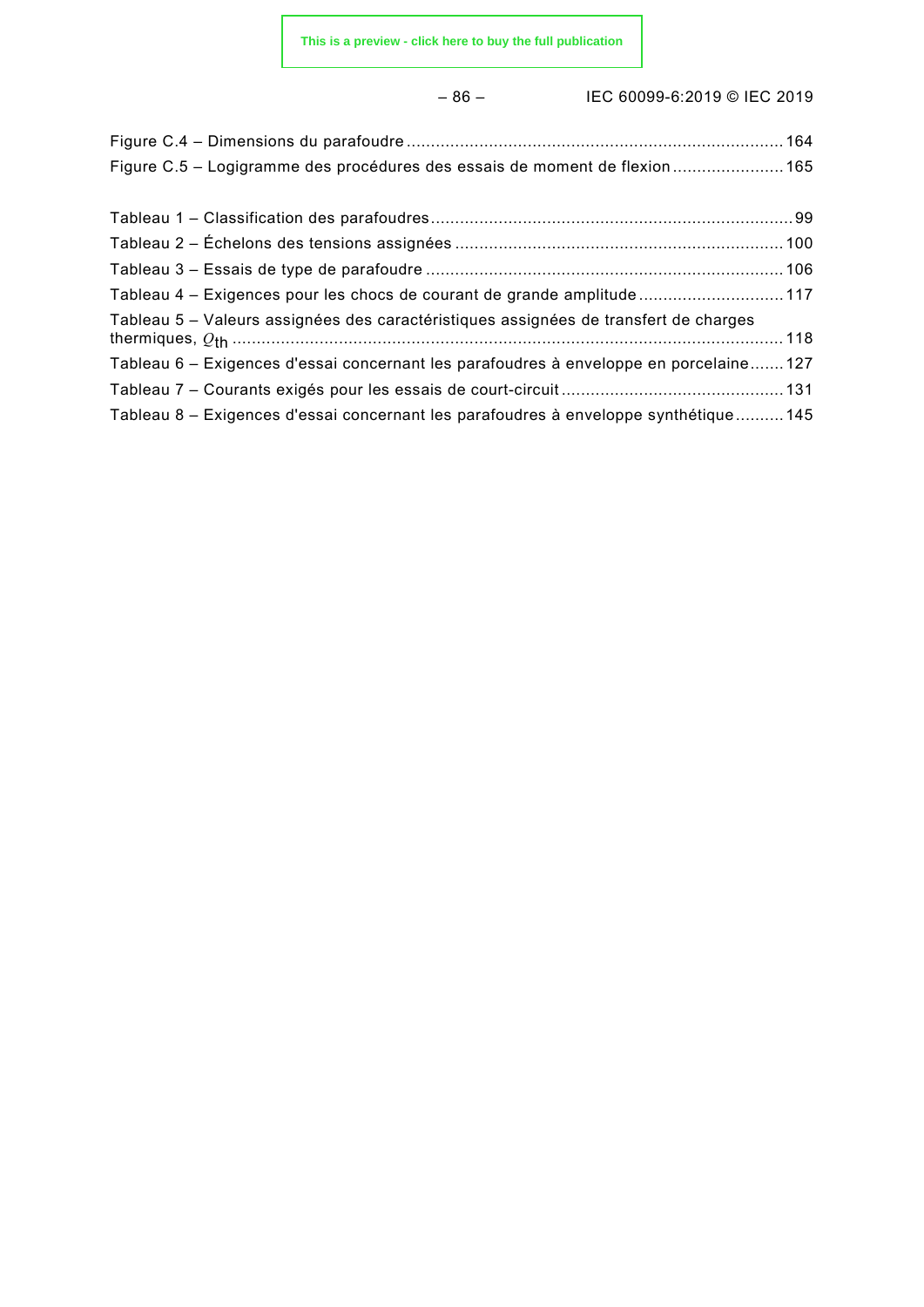Figure C.4 – Dimensions du parafoudre ............................................................................ 164
Figure C.5 – Logigramme des procédures des essais de moment de flexion ...................... 165

Tableau 1 – Classification des parafoudres ........................................................................... 99
Tableau 2 – Échelons des tensions assignées ..................................................................... 100
Tableau 3 – Essais de type de parafoudre ............................................................................ 106
Tableau 4 – Exigences pour les chocs de courant de grande amplitude .............................. 117
Tableau 5 – Valeurs assignées des caractéristiques assignées de transfert de charges thermiques, $Q_{th}$ ................................................................................................................... 118
Tableau 6 – Exigences d'essai concernant les parafoudres à enveloppe en porcelaine ....... 127
Tableau 7 – Courants exigés pour les essais de court-circuit ............................................... 131
Tableau 8 – Exigences d'essai concernant les parafoudres à enveloppe synthétique .......... 145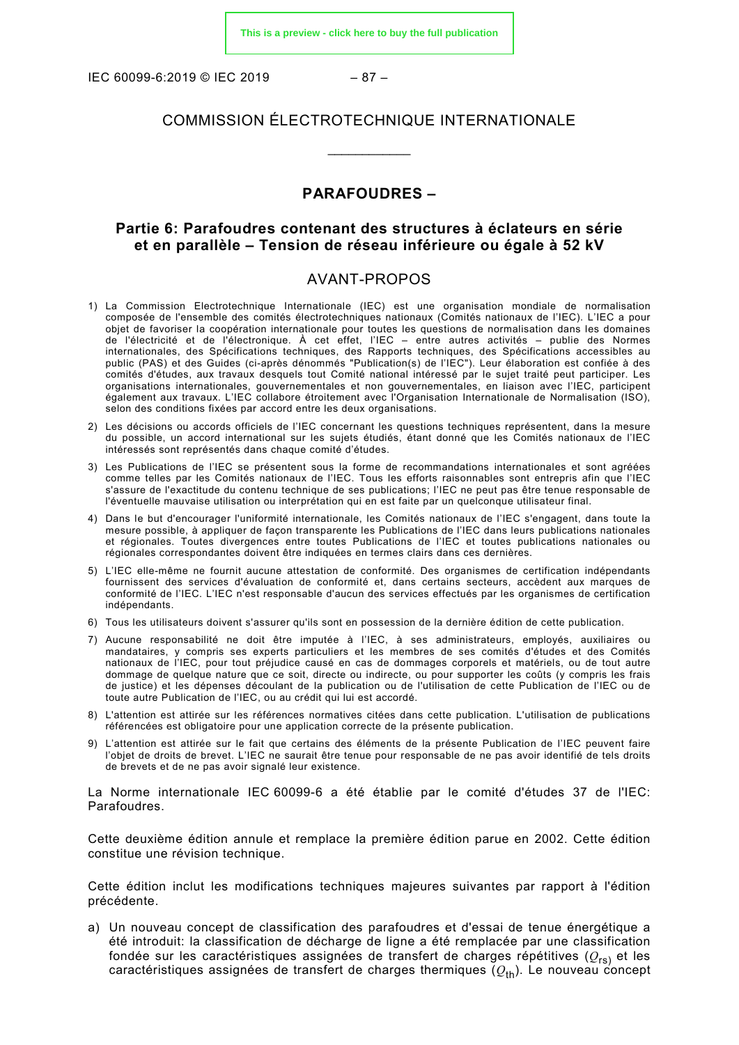# COMMISSION ÉLECTROTECHNIQUE INTERNATIONALE

___________

## PARAFOUDRES –

## Partie 6: Parafoudres contenant des structures à éclateurs en série et en parallèle – Tension de réseau inférieure ou égale à 52 kV

## AVANT-PROPOS

1) La Commission Electrotechnique Internationale (IEC) est une organisation mondiale de normalisation composée de l'ensemble des comités électrotechniques nationaux (Comités nationaux de l'IEC). L'IEC a pour objet de favoriser la coopération internationale pour toutes les questions de normalisation dans les domaines de l'électricité et de l'électronique. À cet effet, l'IEC – entre autres activités – publie des Normes internationales, des Spécifications techniques, des Rapports techniques, des Spécifications accessibles au public (PAS) et des Guides (ci-après dénommés "Publication(s) de l'IEC"). Leur élaboration est confiée à des comités d'études, aux travaux desquels tout Comité national intéressé par le sujet traité peut participer. Les organisations internationales, gouvernementales et non gouvernementales, en liaison avec l'IEC, participent également aux travaux. L'IEC collabore étroitement avec l'Organisation Internationale de Normalisation (ISO), selon des conditions fixées par accord entre les deux organisations.
2) Les décisions ou accords officiels de l'IEC concernant les questions techniques représentent, dans la mesure du possible, un accord international sur les sujets étudiés, étant donné que les Comités nationaux de l'IEC intéressés sont représentés dans chaque comité d'études.
3) Les Publications de l'IEC se présentent sous la forme de recommandations internationales et sont agréées comme telles par les Comités nationaux de l'IEC. Tous les efforts raisonnables sont entrepris afin que l'IEC s'assure de l'exactitude du contenu technique de ses publications; l'IEC ne peut pas être tenue responsable de l'éventuelle mauvaise utilisation ou interprétation qui en est faite par un quelconque utilisateur final.
4) Dans le but d'encourager l'uniformité internationale, les Comités nationaux de l'IEC s'engagent, dans toute la mesure possible, à appliquer de façon transparente les Publications de l'IEC dans leurs publications nationales et régionales. Toutes divergences entre toutes Publications de l'IEC et toutes publications nationales ou régionales correspondantes doivent être indiquées en termes clairs dans ces dernières.
5) L'IEC elle-même ne fournit aucune attestation de conformité. Des organismes de certification indépendants fournissent des services d'évaluation de conformité et, dans certains secteurs, accèdent aux marques de conformité de l'IEC. L'IEC n'est responsable d'aucun des services effectués par les organismes de certification indépendants.
6) Tous les utilisateurs doivent s'assurer qu'ils sont en possession de la dernière édition de cette publication.
7) Aucune responsabilité ne doit être imputée à l'IEC, à ses administrateurs, employés, auxiliaires ou mandataires, y compris ses experts particuliers et les membres de ses comités d'études et des Comités nationaux de l'IEC, pour tout préjudice causé en cas de dommages corporels et matériels, ou de tout autre dommage de quelque nature que ce soit, directe ou indirecte, ou pour supporter les coûts (y compris les frais de justice) et les dépenses découlant de la publication ou de l'utilisation de cette Publication de l'IEC ou de toute autre Publication de l'IEC, ou au crédit qui lui est accordé.
8) L'attention est attirée sur les références normatives citées dans cette publication. L'utilisation de publications référencées est obligatoire pour une application correcte de la présente publication.
9) L'attention est attirée sur le fait que certains des éléments de la présente Publication de l'IEC peuvent faire l'objet de droits de brevet. L'IEC ne saurait être tenue pour responsable de ne pas avoir identifié de tels droits de brevets et de ne pas avoir signalé leur existence.

La Norme internationale IEC 60099-6 a été établie par le comité d'études 37 de l'IEC: Parafoudres.

Cette deuxième édition annule et remplace la première édition parue en 2002. Cette édition constitue une révision technique.

Cette édition inclut les modifications techniques majeures suivantes par rapport à l'édition précédente.

a) Un nouveau concept de classification des parafoudres et d'essai de tenue énergétique a été introduit: la classification de décharge de ligne a été remplacée par une classification fondée sur les caractéristiques assignées de transfert de charges répétitives ($Q_{rs}$) et les caractéristiques assignées de transfert de charges thermiques ($Q_{th}$). Le nouveau concept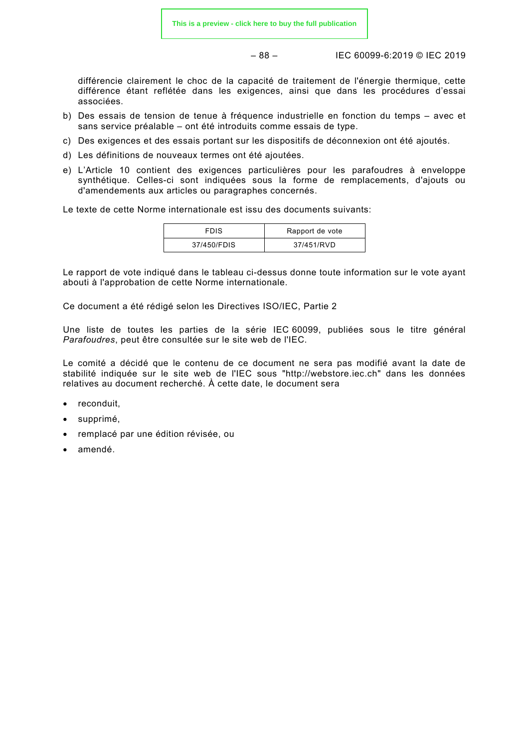différencie clairement le choc de la capacité de traitement de l'énergie thermique, cette différence étant reflétée dans les exigences, ainsi que dans les procédures d'essai associées.

b) Des essais de tension de tenue à fréquence industrielle en fonction du temps – avec et sans service préalable – ont été introduits comme essais de type.

c) Des exigences et des essais portant sur les dispositifs de déconnexion ont été ajoutés.

d) Les définitions de nouveaux termes ont été ajoutées.

e) L'Article 10 contient des exigences particulières pour les parafoudres à enveloppe synthétique. Celles-ci sont indiquées sous la forme de remplacements, d'ajouts ou d'amendements aux articles ou paragraphes concernés.

Le texte de cette Norme internationale est issu des documents suivants:

| FDIS | Rapport de vote |
| --- | --- |
| 37/450/FDIS | 37/451/RVD |

Le rapport de vote indiqué dans le tableau ci-dessus donne toute information sur le vote ayant abouti à l'approbation de cette Norme internationale.

Ce document a été rédigé selon les Directives ISO/IEC, Partie 2

Une liste de toutes les parties de la série IEC 60099, publiées sous le titre général *Parafoudres*, peut être consultée sur le site web de l'IEC.

Le comité a décidé que le contenu de ce document ne sera pas modifié avant la date de stabilité indiquée sur le site web de l'IEC sous "http://webstore.iec.ch" dans les données relatives au document recherché. À cette date, le document sera

- reconduit,
- supprimé,
- remplacé par une édition révisée, ou
- amendé.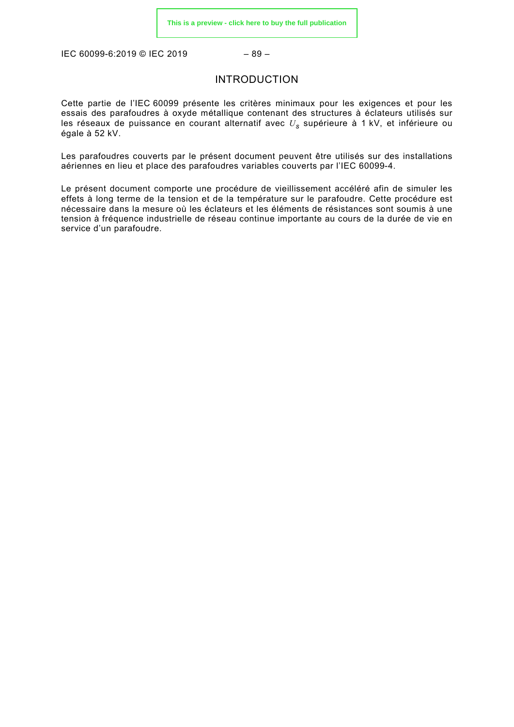# INTRODUCTION

Cette partie de l'IEC 60099 présente les critères minimaux pour les exigences et pour les essais des parafoudres à oxyde métallique contenant des structures à éclateurs utilisés sur les réseaux de puissance en courant alternatif avec $U_s$ supérieure à 1 kV, et inférieure ou égale à 52 kV.

Les parafoudres couverts par le présent document peuvent être utilisés sur des installations aériennes en lieu et place des parafoudres variables couverts par l'IEC 60099-4.

Le présent document comporte une procédure de vieillissement accéléré afin de simuler les effets à long terme de la tension et de la température sur le parafoudre. Cette procédure est nécessaire dans la mesure où les éclateurs et les éléments de résistances sont soumis à une tension à fréquence industrielle de réseau continue importante au cours de la durée de vie en service d'un parafoudre.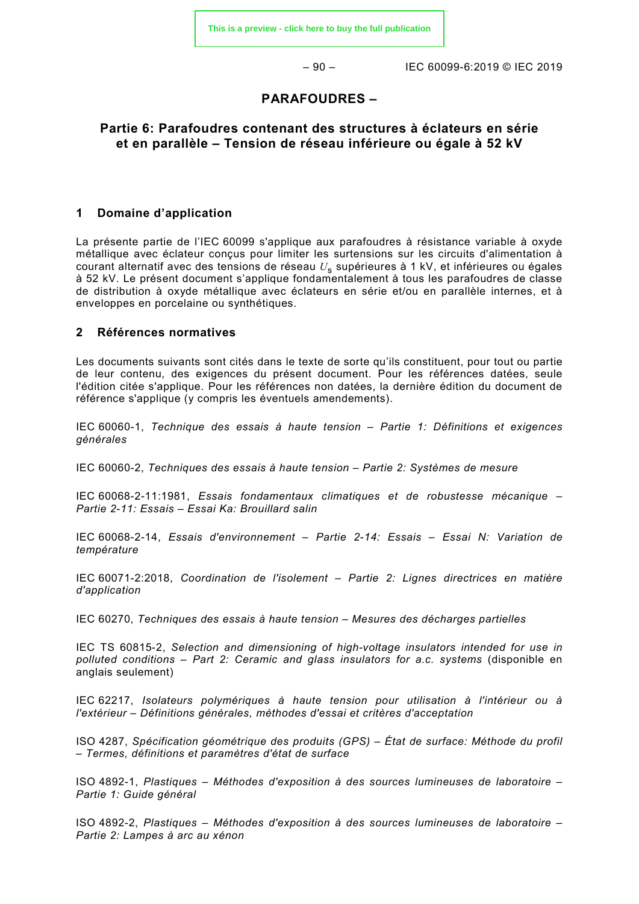## PARAFOUDRES –

## Partie 6: Parafoudres contenant des structures à éclateurs en série et en parallèle – Tension de réseau inférieure ou égale à 52 kV

### 1 Domaine d'application

La présente partie de l'IEC 60099 s'applique aux parafoudres à résistance variable à oxyde métallique avec éclateur conçus pour limiter les surtensions sur les circuits d'alimentation à courant alternatif avec des tensions de réseau $U_s$ supérieures à 1 kV, et inférieures ou égales à 52 kV. Le présent document s'applique fondamentalement à tous les parafoudres de classe de distribution à oxyde métallique avec éclateurs en série et/ou en parallèle internes, et à enveloppes en porcelaine ou synthétiques.

### 2 Références normatives

Les documents suivants sont cités dans le texte de sorte qu'ils constituent, pour tout ou partie de leur contenu, des exigences du présent document. Pour les références datées, seule l'édition citée s'applique. Pour les références non datées, la dernière édition du document de référence s'applique (y compris les éventuels amendements).

IEC 60060-1, *Technique des essais à haute tension – Partie 1: Définitions et exigences générales*

IEC 60060-2, *Techniques des essais à haute tension – Partie 2: Systèmes de mesure*

IEC 60068-2-11:1981, *Essais fondamentaux climatiques et de robustesse mécanique – Partie 2-11: Essais – Essai Ka: Brouillard salin*

IEC 60068-2-14, *Essais d'environnement – Partie 2-14: Essais – Essai N: Variation de température*

IEC 60071-2:2018, *Coordination de l'isolement – Partie 2: Lignes directrices en matière d'application*

IEC 60270, *Techniques des essais à haute tension – Mesures des décharges partielles*

IEC TS 60815-2, *Selection and dimensioning of high-voltage insulators intended for use in polluted conditions – Part 2: Ceramic and glass insulators for a.c. systems* (disponible en anglais seulement)

IEC 62217, *Isolateurs polymériques à haute tension pour utilisation à l'intérieur ou à l'extérieur – Définitions générales, méthodes d'essai et critères d'acceptation*

ISO 4287, *Spécification géométrique des produits (GPS) – État de surface: Méthode du profil – Termes, définitions et paramètres d'état de surface*

ISO 4892-1, *Plastiques – Méthodes d'exposition à des sources lumineuses de laboratoire – Partie 1: Guide général*

ISO 4892-2, *Plastiques – Méthodes d'exposition à des sources lumineuses de laboratoire – Partie 2: Lampes à arc au xénon*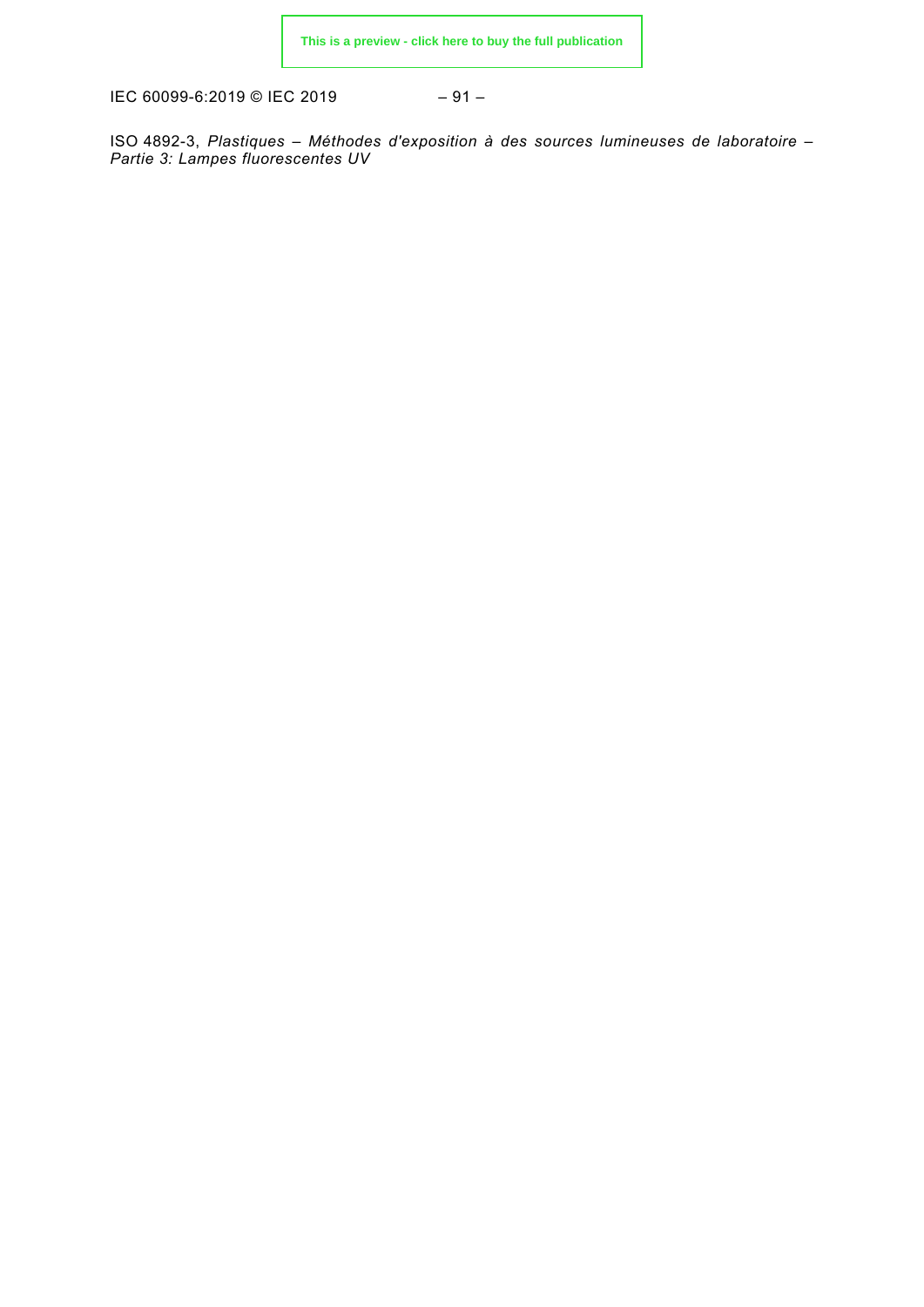ISO 4892-3, *Plastiques – Méthodes d'exposition à des sources lumineuses de laboratoire – Partie 3: Lampes fluorescentes UV*